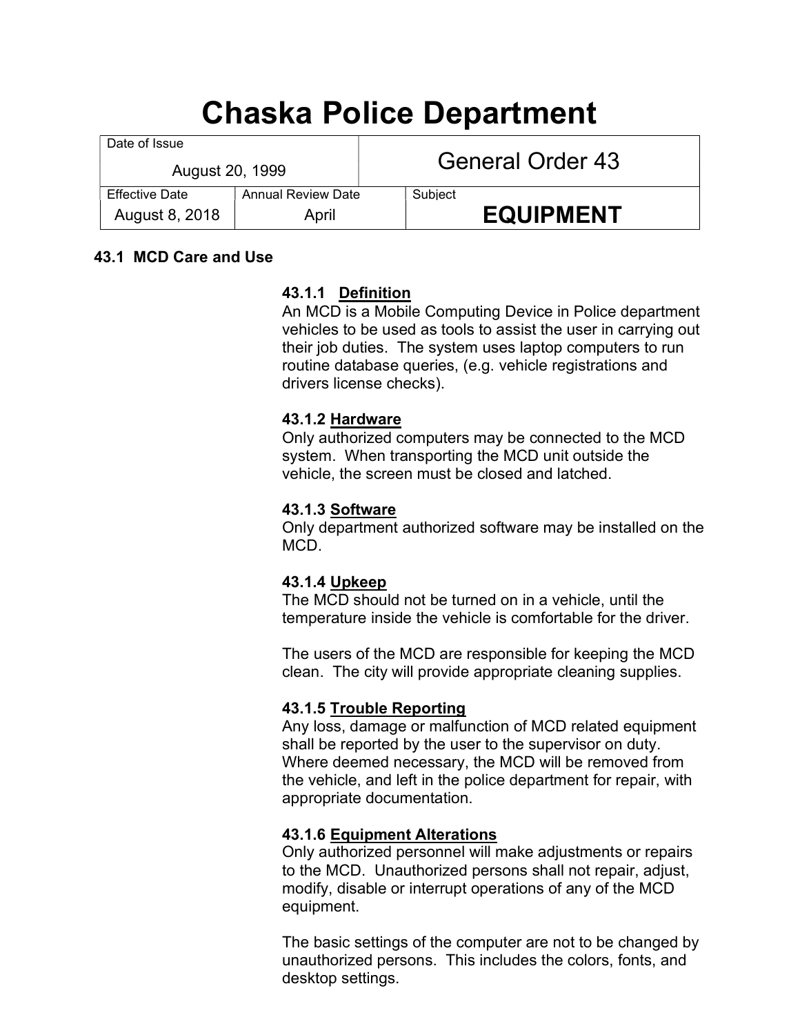# Chaska Police Department

| Date of Issue | | General Order 43 |
|---|---|---|
| August 20, 1999 | | |
| Effective Date | Annual Review Date | Subject |
| August 8, 2018 | April | **EQUIPMENT** |

## 43.1 MCD Care and Use

**43.1.1 <u>Definition</u>**
An MCD is a Mobile Computing Device in Police department vehicles to be used as tools to assist the user in carrying out their job duties. The system uses laptop computers to run routine database queries, (e.g. vehicle registrations and drivers license checks).

**43.1.2 <u>Hardware</u>**
Only authorized computers may be connected to the MCD system. When transporting the MCD unit outside the vehicle, the screen must be closed and latched.

**43.1.3 <u>Software</u>**
Only department authorized software may be installed on the MCD.

**43.1.4 <u>Upkeep</u>**
The MCD should not be turned on in a vehicle, until the temperature inside the vehicle is comfortable for the driver.

The users of the MCD are responsible for keeping the MCD clean. The city will provide appropriate cleaning supplies.

**43.1.5 <u>Trouble Reporting</u>**
Any loss, damage or malfunction of MCD related equipment shall be reported by the user to the supervisor on duty. Where deemed necessary, the MCD will be removed from the vehicle, and left in the police department for repair, with appropriate documentation.

**43.1.6 <u>Equipment Alterations</u>**
Only authorized personnel will make adjustments or repairs to the MCD. Unauthorized persons shall not repair, adjust, modify, disable or interrupt operations of any of the MCD equipment.

The basic settings of the computer are not to be changed by unauthorized persons. This includes the colors, fonts, and desktop settings.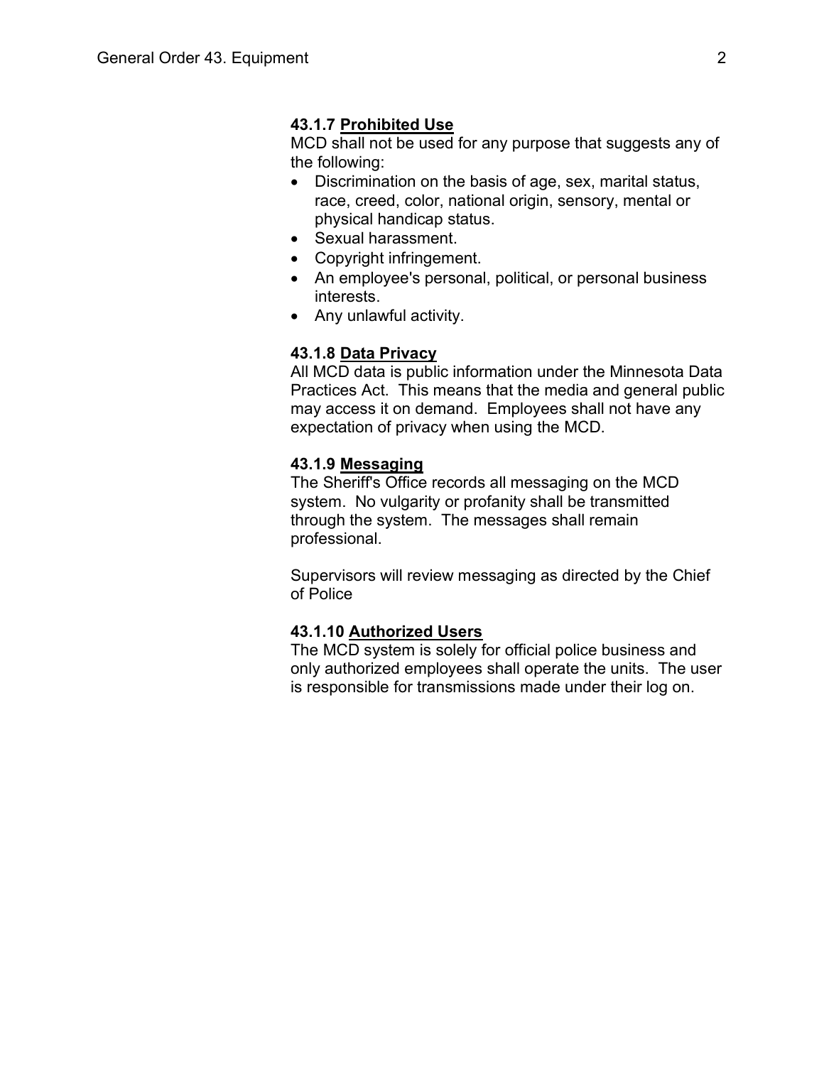**43.1.7 Prohibited Use**

MCD shall not be used for any purpose that suggests any of the following:

- Discrimination on the basis of age, sex, marital status, race, creed, color, national origin, sensory, mental or physical handicap status.
- Sexual harassment.
- Copyright infringement.
- An employee's personal, political, or personal business interests.
- Any unlawful activity.

**43.1.8 Data Privacy**

All MCD data is public information under the Minnesota Data Practices Act. This means that the media and general public may access it on demand. Employees shall not have any expectation of privacy when using the MCD.

**43.1.9 Messaging**

The Sheriff's Office records all messaging on the MCD system. No vulgarity or profanity shall be transmitted through the system. The messages shall remain professional.

Supervisors will review messaging as directed by the Chief of Police

**43.1.10 Authorized Users**

The MCD system is solely for official police business and only authorized employees shall operate the units. The user is responsible for transmissions made under their log on.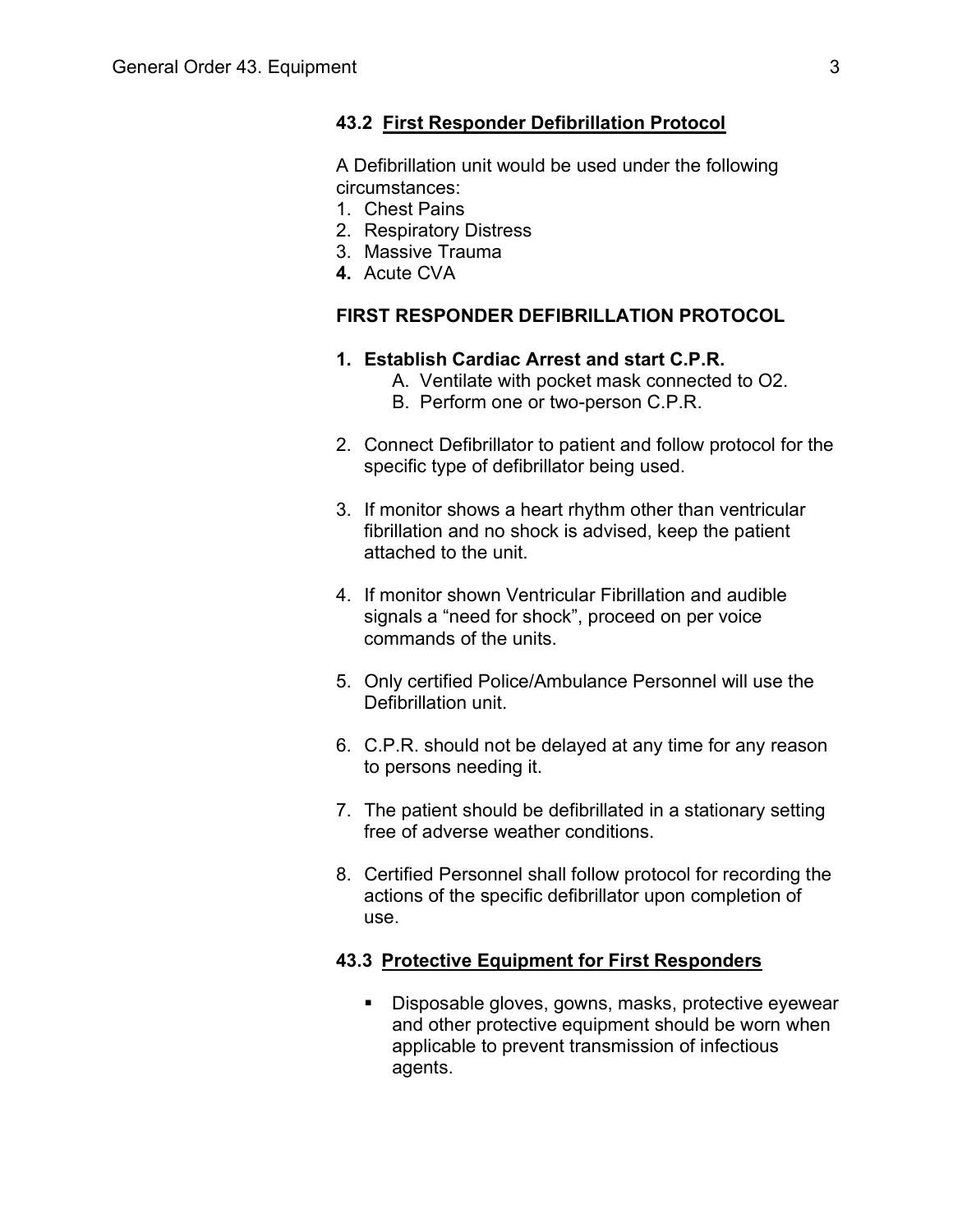### 43.2 First Responder Defibrillation Protocol

A Defibrillation unit would be used under the following circumstances:

1. Chest Pains
2. Respiratory Distress
3. Massive Trauma
4. Acute CVA

**FIRST RESPONDER DEFIBRILLATION PROTOCOL**

1. **Establish Cardiac Arrest and start C.P.R.**
   A. Ventilate with pocket mask connected to O2.
   B. Perform one or two-person C.P.R.

2. Connect Defibrillator to patient and follow protocol for the specific type of defibrillator being used.

3. If monitor shows a heart rhythm other than ventricular fibrillation and no shock is advised, keep the patient attached to the unit.

4. If monitor shown Ventricular Fibrillation and audible signals a "need for shock", proceed on per voice commands of the units.

5. Only certified Police/Ambulance Personnel will use the Defibrillation unit.

6. C.P.R. should not be delayed at any time for any reason to persons needing it.

7. The patient should be defibrillated in a stationary setting free of adverse weather conditions.

8. Certified Personnel shall follow protocol for recording the actions of the specific defibrillator upon completion of use.

### 43.3 Protective Equipment for First Responders

- Disposable gloves, gowns, masks, protective eyewear and other protective equipment should be worn when applicable to prevent transmission of infectious agents.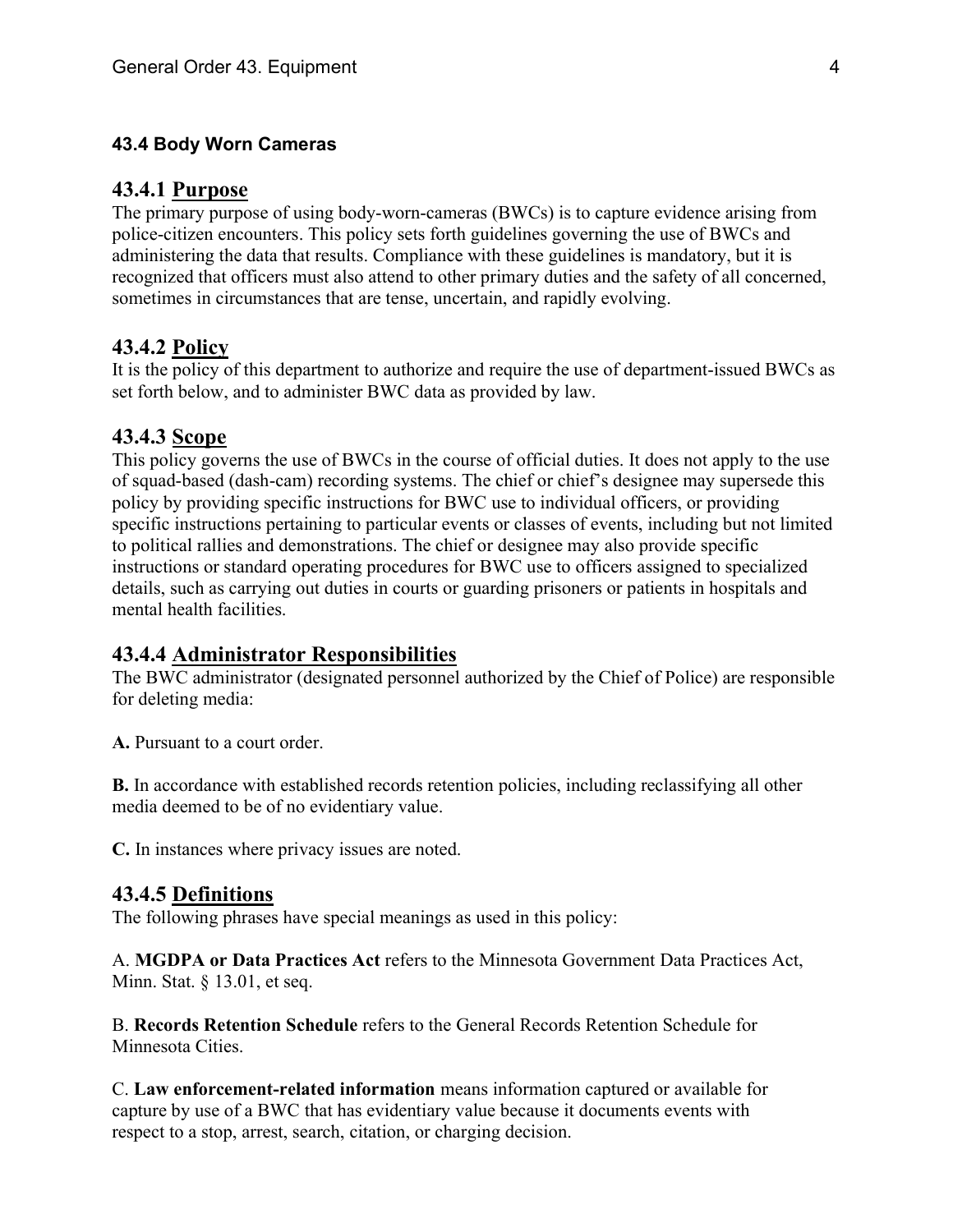### 43.4 Body Worn Cameras

## 43.4.1 Purpose

The primary purpose of using body-worn-cameras (BWCs) is to capture evidence arising from police-citizen encounters. This policy sets forth guidelines governing the use of BWCs and administering the data that results. Compliance with these guidelines is mandatory, but it is recognized that officers must also attend to other primary duties and the safety of all concerned, sometimes in circumstances that are tense, uncertain, and rapidly evolving.

## 43.4.2 Policy

It is the policy of this department to authorize and require the use of department-issued BWCs as set forth below, and to administer BWC data as provided by law.

## 43.4.3 Scope

This policy governs the use of BWCs in the course of official duties. It does not apply to the use of squad-based (dash-cam) recording systems. The chief or chief's designee may supersede this policy by providing specific instructions for BWC use to individual officers, or providing specific instructions pertaining to particular events or classes of events, including but not limited to political rallies and demonstrations. The chief or designee may also provide specific instructions or standard operating procedures for BWC use to officers assigned to specialized details, such as carrying out duties in courts or guarding prisoners or patients in hospitals and mental health facilities.

## 43.4.4 Administrator Responsibilities

The BWC administrator (designated personnel authorized by the Chief of Police) are responsible for deleting media:

**A.** Pursuant to a court order.

**B.** In accordance with established records retention policies, including reclassifying all other media deemed to be of no evidentiary value.

**C.** In instances where privacy issues are noted.

## 43.4.5 Definitions

The following phrases have special meanings as used in this policy:

A. **MGDPA or Data Practices Act** refers to the Minnesota Government Data Practices Act, Minn. Stat. § 13.01, et seq.

B. **Records Retention Schedule** refers to the General Records Retention Schedule for Minnesota Cities.

C. **Law enforcement-related information** means information captured or available for capture by use of a BWC that has evidentiary value because it documents events with respect to a stop, arrest, search, citation, or charging decision.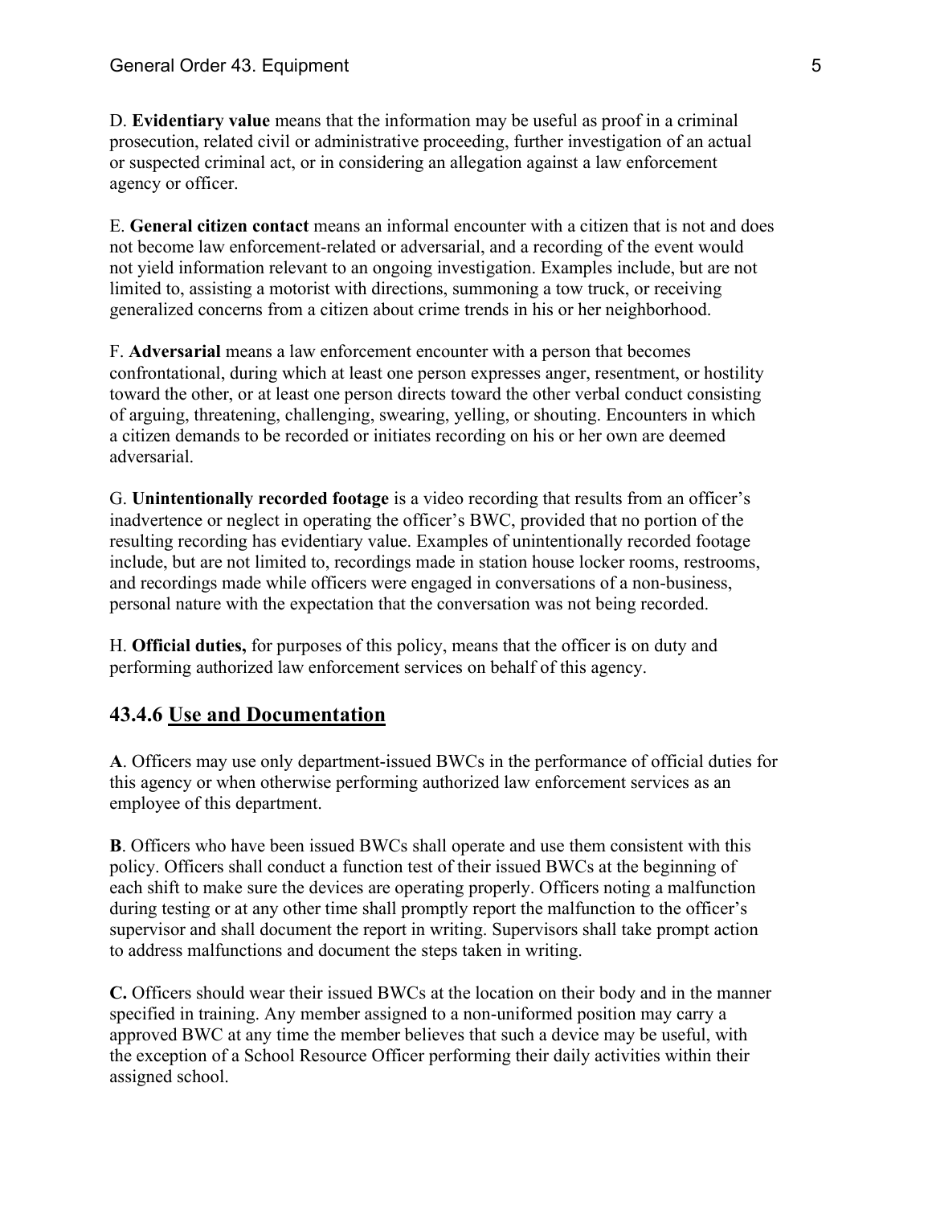D. **Evidentiary value** means that the information may be useful as proof in a criminal prosecution, related civil or administrative proceeding, further investigation of an actual or suspected criminal act, or in considering an allegation against a law enforcement agency or officer.

E. **General citizen contact** means an informal encounter with a citizen that is not and does not become law enforcement-related or adversarial, and a recording of the event would not yield information relevant to an ongoing investigation. Examples include, but are not limited to, assisting a motorist with directions, summoning a tow truck, or receiving generalized concerns from a citizen about crime trends in his or her neighborhood.

F. **Adversarial** means a law enforcement encounter with a person that becomes confrontational, during which at least one person expresses anger, resentment, or hostility toward the other, or at least one person directs toward the other verbal conduct consisting of arguing, threatening, challenging, swearing, yelling, or shouting. Encounters in which a citizen demands to be recorded or initiates recording on his or her own are deemed adversarial.

G. **Unintentionally recorded footage** is a video recording that results from an officer's inadvertence or neglect in operating the officer's BWC, provided that no portion of the resulting recording has evidentiary value. Examples of unintentionally recorded footage include, but are not limited to, recordings made in station house locker rooms, restrooms, and recordings made while officers were engaged in conversations of a non-business, personal nature with the expectation that the conversation was not being recorded.

H. **Official duties,** for purposes of this policy, means that the officer is on duty and performing authorized law enforcement services on behalf of this agency.

## 43.4.6 Use and Documentation

**A**. Officers may use only department-issued BWCs in the performance of official duties for this agency or when otherwise performing authorized law enforcement services as an employee of this department.

**B**. Officers who have been issued BWCs shall operate and use them consistent with this policy. Officers shall conduct a function test of their issued BWCs at the beginning of each shift to make sure the devices are operating properly. Officers noting a malfunction during testing or at any other time shall promptly report the malfunction to the officer's supervisor and shall document the report in writing. Supervisors shall take prompt action to address malfunctions and document the steps taken in writing.

**C.** Officers should wear their issued BWCs at the location on their body and in the manner specified in training. Any member assigned to a non-uniformed position may carry a approved BWC at any time the member believes that such a device may be useful, with the exception of a School Resource Officer performing their daily activities within their assigned school.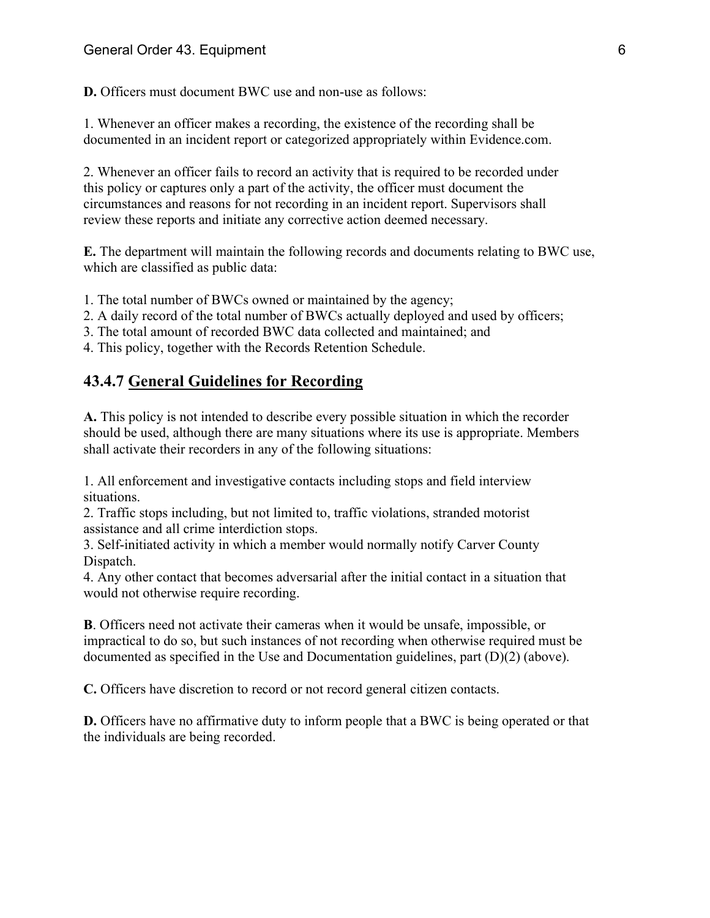**D.** Officers must document BWC use and non-use as follows:

1. Whenever an officer makes a recording, the existence of the recording shall be documented in an incident report or categorized appropriately within Evidence.com.

2. Whenever an officer fails to record an activity that is required to be recorded under this policy or captures only a part of the activity, the officer must document the circumstances and reasons for not recording in an incident report. Supervisors shall review these reports and initiate any corrective action deemed necessary.

**E.** The department will maintain the following records and documents relating to BWC use, which are classified as public data:

1. The total number of BWCs owned or maintained by the agency;
2. A daily record of the total number of BWCs actually deployed and used by officers;
3. The total amount of recorded BWC data collected and maintained; and
4. This policy, together with the Records Retention Schedule.

## 43.4.7 <u>General Guidelines for Recording</u>

**A.** This policy is not intended to describe every possible situation in which the recorder should be used, although there are many situations where its use is appropriate. Members shall activate their recorders in any of the following situations:

1. All enforcement and investigative contacts including stops and field interview situations.
2. Traffic stops including, but not limited to, traffic violations, stranded motorist assistance and all crime interdiction stops.
3. Self-initiated activity in which a member would normally notify Carver County Dispatch.
4. Any other contact that becomes adversarial after the initial contact in a situation that would not otherwise require recording.

**B**. Officers need not activate their cameras when it would be unsafe, impossible, or impractical to do so, but such instances of not recording when otherwise required must be documented as specified in the Use and Documentation guidelines, part (D)(2) (above).

**C.** Officers have discretion to record or not record general citizen contacts.

**D.** Officers have no affirmative duty to inform people that a BWC is being operated or that the individuals are being recorded.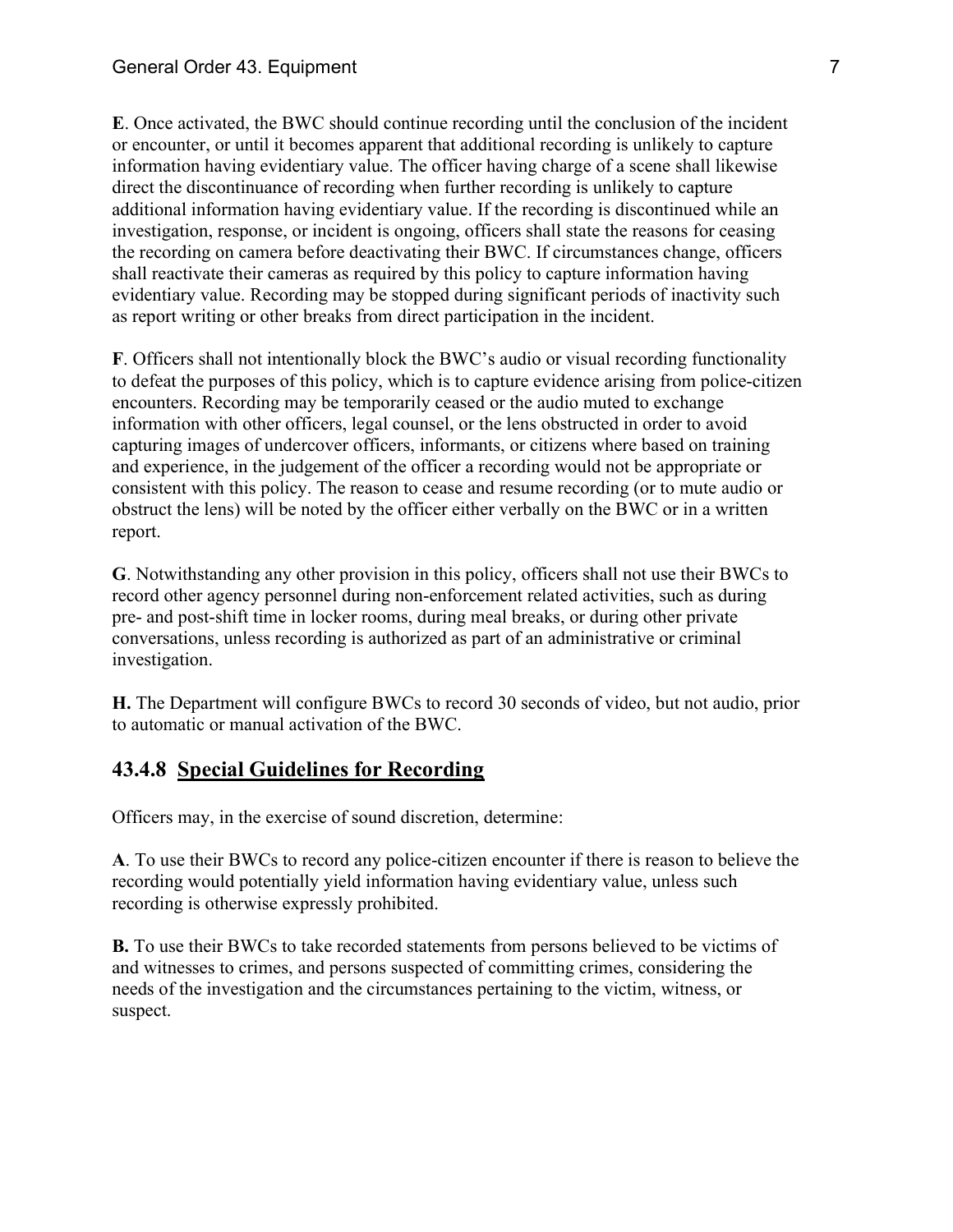**E**. Once activated, the BWC should continue recording until the conclusion of the incident or encounter, or until it becomes apparent that additional recording is unlikely to capture information having evidentiary value. The officer having charge of a scene shall likewise direct the discontinuance of recording when further recording is unlikely to capture additional information having evidentiary value. If the recording is discontinued while an investigation, response, or incident is ongoing, officers shall state the reasons for ceasing the recording on camera before deactivating their BWC. If circumstances change, officers shall reactivate their cameras as required by this policy to capture information having evidentiary value. Recording may be stopped during significant periods of inactivity such as report writing or other breaks from direct participation in the incident.

**F**. Officers shall not intentionally block the BWC's audio or visual recording functionality to defeat the purposes of this policy, which is to capture evidence arising from police-citizen encounters. Recording may be temporarily ceased or the audio muted to exchange information with other officers, legal counsel, or the lens obstructed in order to avoid capturing images of undercover officers, informants, or citizens where based on training and experience, in the judgement of the officer a recording would not be appropriate or consistent with this policy. The reason to cease and resume recording (or to mute audio or obstruct the lens) will be noted by the officer either verbally on the BWC or in a written report.

**G**. Notwithstanding any other provision in this policy, officers shall not use their BWCs to record other agency personnel during non-enforcement related activities, such as during pre- and post-shift time in locker rooms, during meal breaks, or during other private conversations, unless recording is authorized as part of an administrative or criminal investigation.

**H.** The Department will configure BWCs to record 30 seconds of video, but not audio, prior to automatic or manual activation of the BWC.

## 43.4.8 Special Guidelines for Recording

Officers may, in the exercise of sound discretion, determine:

**A**. To use their BWCs to record any police-citizen encounter if there is reason to believe the recording would potentially yield information having evidentiary value, unless such recording is otherwise expressly prohibited.

**B.** To use their BWCs to take recorded statements from persons believed to be victims of and witnesses to crimes, and persons suspected of committing crimes, considering the needs of the investigation and the circumstances pertaining to the victim, witness, or suspect.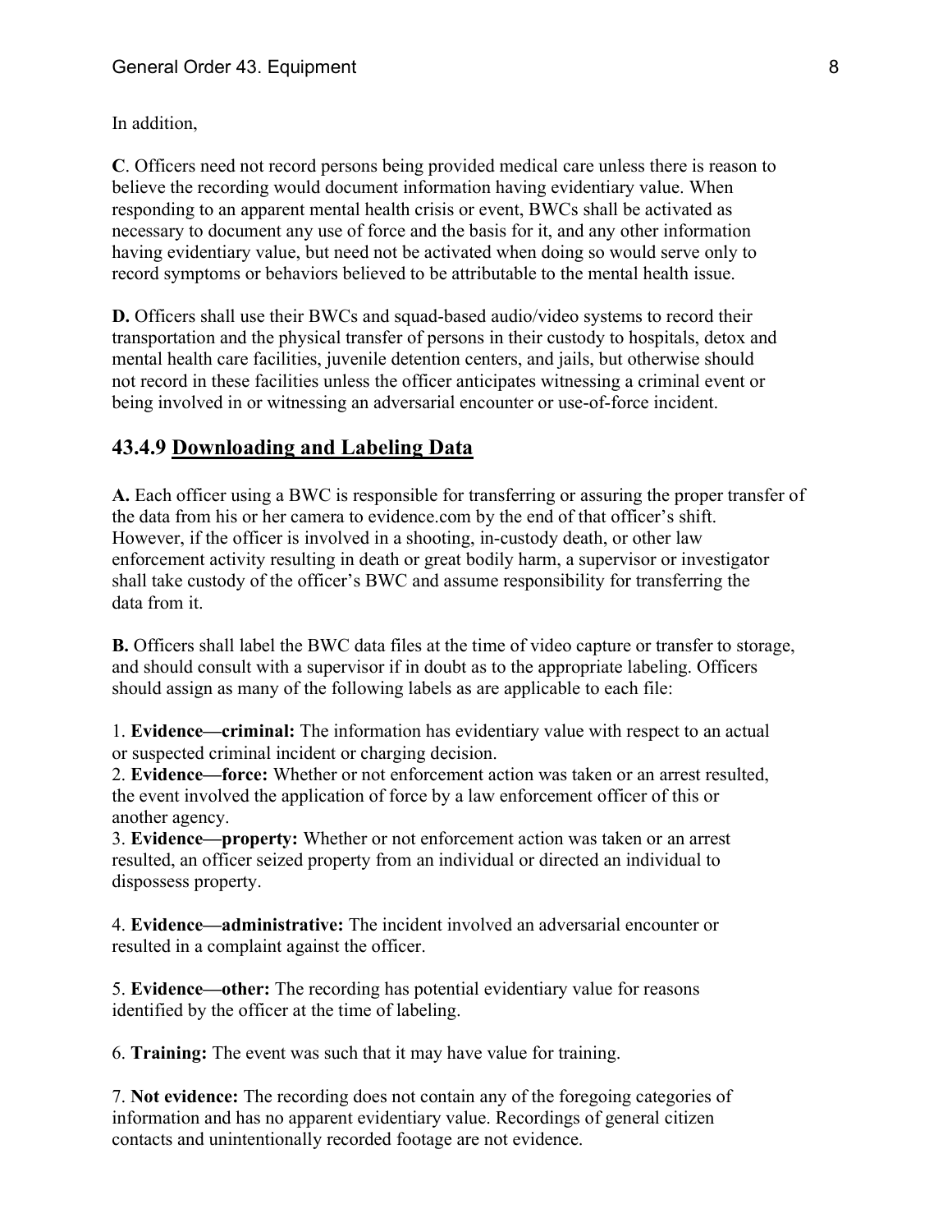In addition,

**C**. Officers need not record persons being provided medical care unless there is reason to believe the recording would document information having evidentiary value. When responding to an apparent mental health crisis or event, BWCs shall be activated as necessary to document any use of force and the basis for it, and any other information having evidentiary value, but need not be activated when doing so would serve only to record symptoms or behaviors believed to be attributable to the mental health issue.

**D.** Officers shall use their BWCs and squad-based audio/video systems to record their transportation and the physical transfer of persons in their custody to hospitals, detox and mental health care facilities, juvenile detention centers, and jails, but otherwise should not record in these facilities unless the officer anticipates witnessing a criminal event or being involved in or witnessing an adversarial encounter or use-of-force incident.

### 43.4.9 Downloading and Labeling Data

**A.** Each officer using a BWC is responsible for transferring or assuring the proper transfer of the data from his or her camera to evidence.com by the end of that officer's shift. However, if the officer is involved in a shooting, in-custody death, or other law enforcement activity resulting in death or great bodily harm, a supervisor or investigator shall take custody of the officer's BWC and assume responsibility for transferring the data from it.

**B.** Officers shall label the BWC data files at the time of video capture or transfer to storage, and should consult with a supervisor if in doubt as to the appropriate labeling. Officers should assign as many of the following labels as are applicable to each file:

1. **Evidence—criminal:** The information has evidentiary value with respect to an actual or suspected criminal incident or charging decision.
2. **Evidence—force:** Whether or not enforcement action was taken or an arrest resulted, the event involved the application of force by a law enforcement officer of this or another agency.
3. **Evidence—property:** Whether or not enforcement action was taken or an arrest resulted, an officer seized property from an individual or directed an individual to dispossess property.

4. **Evidence—administrative:** The incident involved an adversarial encounter or resulted in a complaint against the officer.

5. **Evidence—other:** The recording has potential evidentiary value for reasons identified by the officer at the time of labeling.

6. **Training:** The event was such that it may have value for training.

7. **Not evidence:** The recording does not contain any of the foregoing categories of information and has no apparent evidentiary value. Recordings of general citizen contacts and unintentionally recorded footage are not evidence.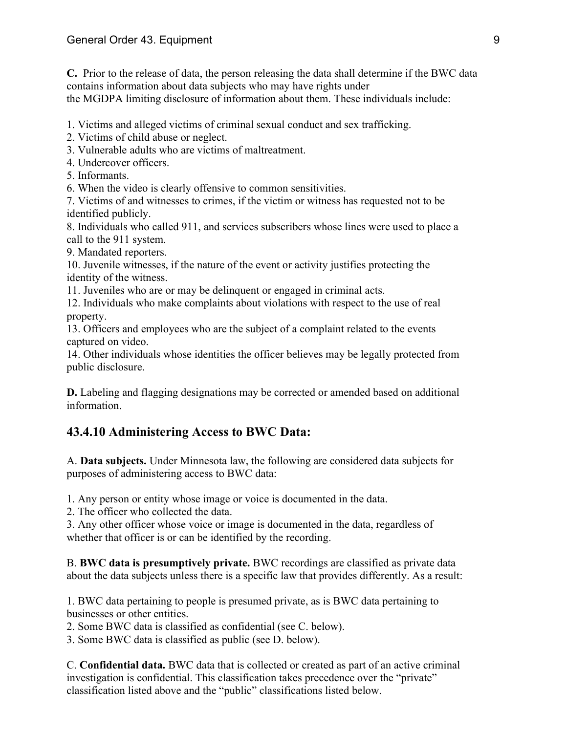**C.** Prior to the release of data, the person releasing the data shall determine if the BWC data contains information about data subjects who may have rights under the MGDPA limiting disclosure of information about them. These individuals include:

1. Victims and alleged victims of criminal sexual conduct and sex trafficking.
2. Victims of child abuse or neglect.
3. Vulnerable adults who are victims of maltreatment.
4. Undercover officers.
5. Informants.
6. When the video is clearly offensive to common sensitivities.
7. Victims of and witnesses to crimes, if the victim or witness has requested not to be identified publicly.
8. Individuals who called 911, and services subscribers whose lines were used to place a call to the 911 system.
9. Mandated reporters.
10. Juvenile witnesses, if the nature of the event or activity justifies protecting the identity of the witness.
11. Juveniles who are or may be delinquent or engaged in criminal acts.
12. Individuals who make complaints about violations with respect to the use of real property.
13. Officers and employees who are the subject of a complaint related to the events captured on video.
14. Other individuals whose identities the officer believes may be legally protected from public disclosure.

**D.** Labeling and flagging designations may be corrected or amended based on additional information.

## 43.4.10 Administering Access to BWC Data:

A. **Data subjects.** Under Minnesota law, the following are considered data subjects for purposes of administering access to BWC data:

1. Any person or entity whose image or voice is documented in the data.
2. The officer who collected the data.
3. Any other officer whose voice or image is documented in the data, regardless of whether that officer is or can be identified by the recording.

B. **BWC data is presumptively private.** BWC recordings are classified as private data about the data subjects unless there is a specific law that provides differently. As a result:

1. BWC data pertaining to people is presumed private, as is BWC data pertaining to businesses or other entities.
2. Some BWC data is classified as confidential (see C. below).
3. Some BWC data is classified as public (see D. below).

C. **Confidential data.** BWC data that is collected or created as part of an active criminal investigation is confidential. This classification takes precedence over the "private" classification listed above and the "public" classifications listed below.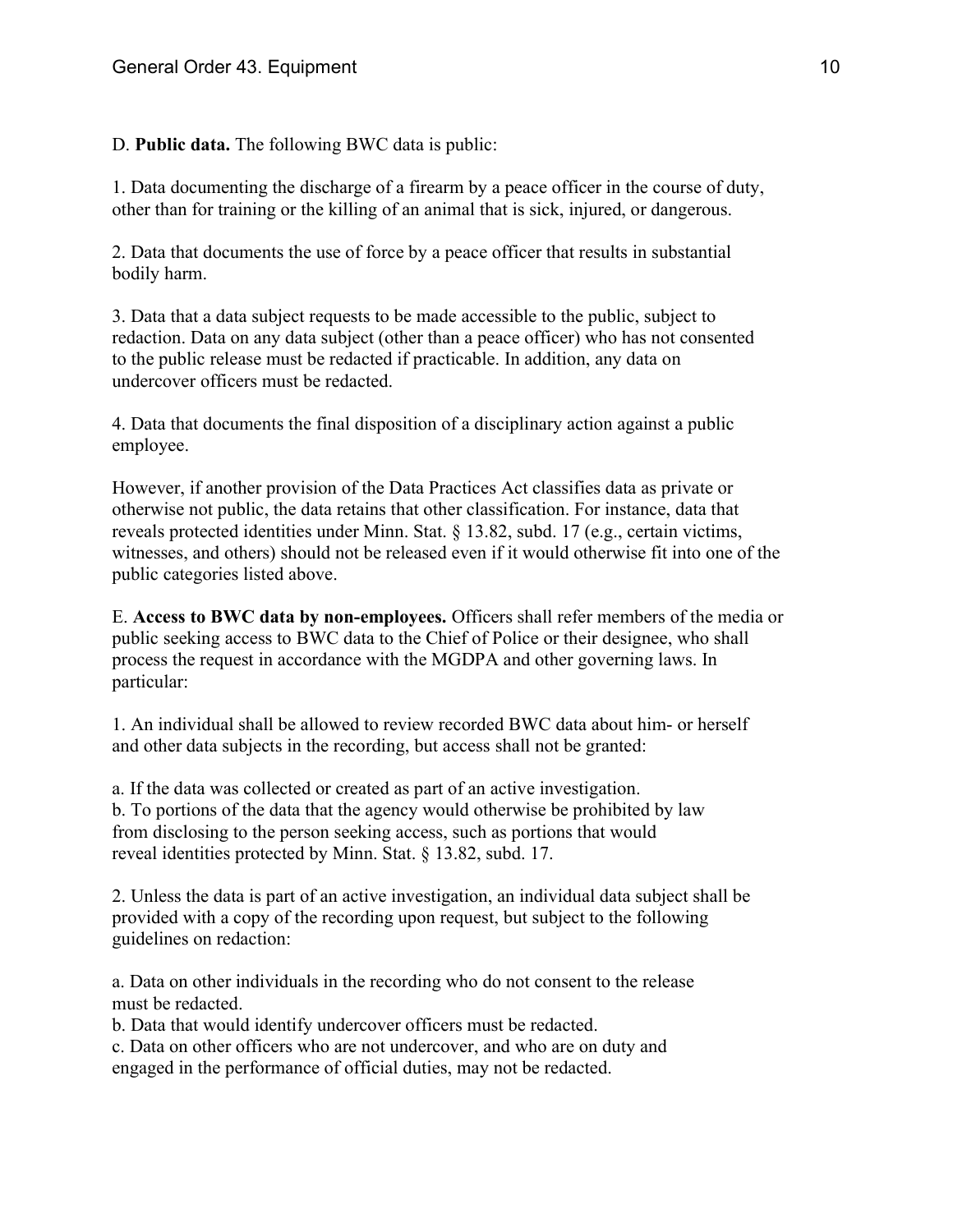D. **Public data.** The following BWC data is public:

1. Data documenting the discharge of a firearm by a peace officer in the course of duty, other than for training or the killing of an animal that is sick, injured, or dangerous.

2. Data that documents the use of force by a peace officer that results in substantial bodily harm.

3. Data that a data subject requests to be made accessible to the public, subject to redaction. Data on any data subject (other than a peace officer) who has not consented to the public release must be redacted if practicable. In addition, any data on undercover officers must be redacted.

4. Data that documents the final disposition of a disciplinary action against a public employee.

However, if another provision of the Data Practices Act classifies data as private or otherwise not public, the data retains that other classification. For instance, data that reveals protected identities under Minn. Stat. § 13.82, subd. 17 (e.g., certain victims, witnesses, and others) should not be released even if it would otherwise fit into one of the public categories listed above.

E. **Access to BWC data by non-employees.** Officers shall refer members of the media or public seeking access to BWC data to the Chief of Police or their designee, who shall process the request in accordance with the MGDPA and other governing laws. In particular:

1. An individual shall be allowed to review recorded BWC data about him- or herself and other data subjects in the recording, but access shall not be granted:

a. If the data was collected or created as part of an active investigation.
b. To portions of the data that the agency would otherwise be prohibited by law from disclosing to the person seeking access, such as portions that would reveal identities protected by Minn. Stat. § 13.82, subd. 17.

2. Unless the data is part of an active investigation, an individual data subject shall be provided with a copy of the recording upon request, but subject to the following guidelines on redaction:

a. Data on other individuals in the recording who do not consent to the release must be redacted.
b. Data that would identify undercover officers must be redacted.
c. Data on other officers who are not undercover, and who are on duty and engaged in the performance of official duties, may not be redacted.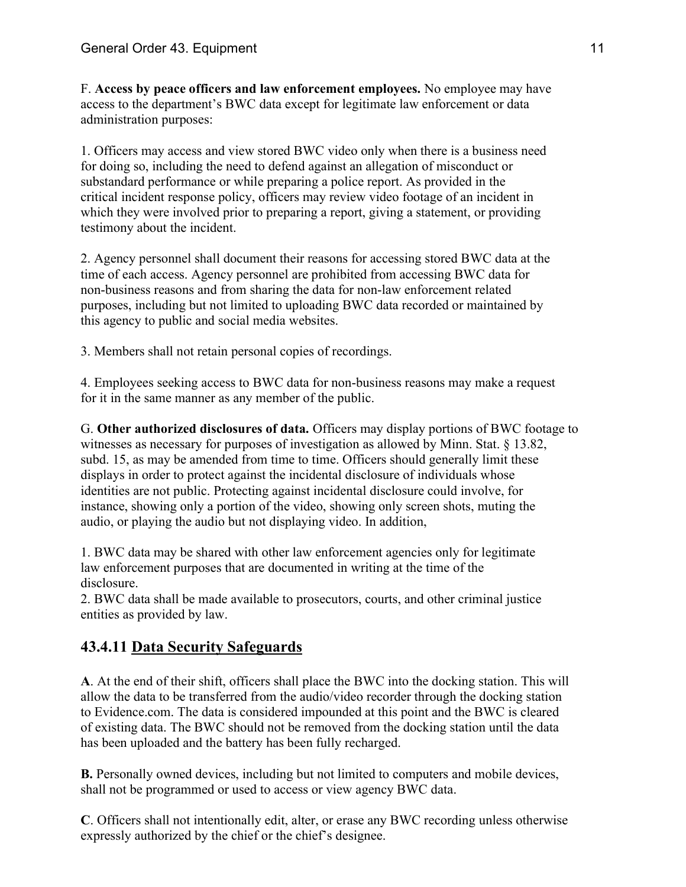F. **Access by peace officers and law enforcement employees.** No employee may have access to the department's BWC data except for legitimate law enforcement or data administration purposes:

1. Officers may access and view stored BWC video only when there is a business need for doing so, including the need to defend against an allegation of misconduct or substandard performance or while preparing a police report. As provided in the critical incident response policy, officers may review video footage of an incident in which they were involved prior to preparing a report, giving a statement, or providing testimony about the incident.

2. Agency personnel shall document their reasons for accessing stored BWC data at the time of each access. Agency personnel are prohibited from accessing BWC data for non-business reasons and from sharing the data for non-law enforcement related purposes, including but not limited to uploading BWC data recorded or maintained by this agency to public and social media websites.

3. Members shall not retain personal copies of recordings.

4. Employees seeking access to BWC data for non-business reasons may make a request for it in the same manner as any member of the public.

G. **Other authorized disclosures of data.** Officers may display portions of BWC footage to witnesses as necessary for purposes of investigation as allowed by Minn. Stat. § 13.82, subd. 15, as may be amended from time to time. Officers should generally limit these displays in order to protect against the incidental disclosure of individuals whose identities are not public. Protecting against incidental disclosure could involve, for instance, showing only a portion of the video, showing only screen shots, muting the audio, or playing the audio but not displaying video. In addition,

1. BWC data may be shared with other law enforcement agencies only for legitimate law enforcement purposes that are documented in writing at the time of the disclosure.
2. BWC data shall be made available to prosecutors, courts, and other criminal justice entities as provided by law.

## 43.4.11 Data Security Safeguards

**A**. At the end of their shift, officers shall place the BWC into the docking station. This will allow the data to be transferred from the audio/video recorder through the docking station to Evidence.com. The data is considered impounded at this point and the BWC is cleared of existing data. The BWC should not be removed from the docking station until the data has been uploaded and the battery has been fully recharged.

**B.** Personally owned devices, including but not limited to computers and mobile devices, shall not be programmed or used to access or view agency BWC data.

**C**. Officers shall not intentionally edit, alter, or erase any BWC recording unless otherwise expressly authorized by the chief or the chief's designee.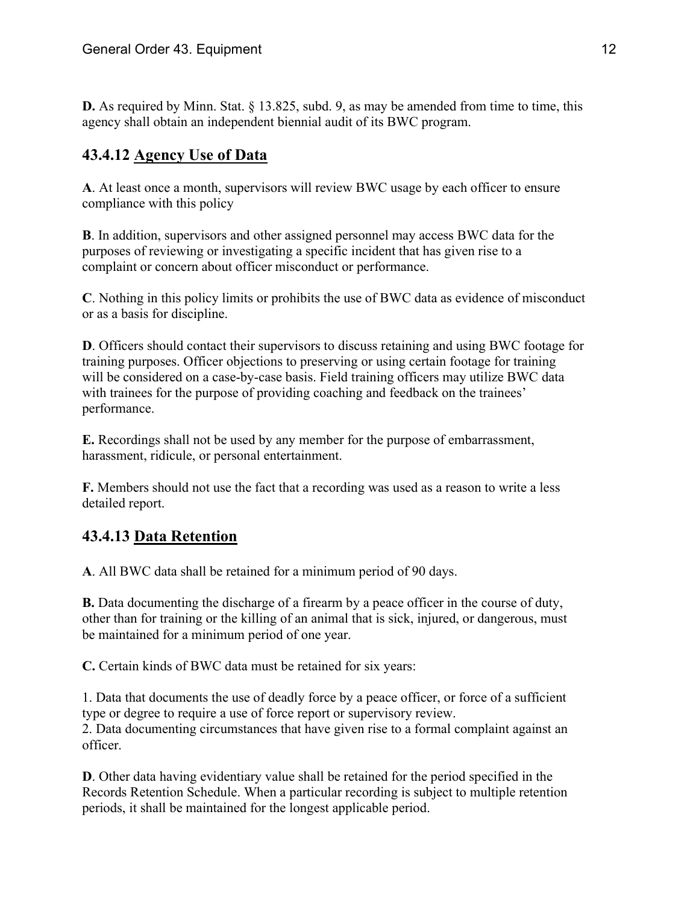**D.** As required by Minn. Stat. § 13.825, subd. 9, as may be amended from time to time, this agency shall obtain an independent biennial audit of its BWC program.

## 43.4.12 <u>Agency Use of Data</u>

**A**. At least once a month, supervisors will review BWC usage by each officer to ensure compliance with this policy

**B**. In addition, supervisors and other assigned personnel may access BWC data for the purposes of reviewing or investigating a specific incident that has given rise to a complaint or concern about officer misconduct or performance.

**C**. Nothing in this policy limits or prohibits the use of BWC data as evidence of misconduct or as a basis for discipline.

**D**. Officers should contact their supervisors to discuss retaining and using BWC footage for training purposes. Officer objections to preserving or using certain footage for training will be considered on a case-by-case basis. Field training officers may utilize BWC data with trainees for the purpose of providing coaching and feedback on the trainees' performance.

**E.** Recordings shall not be used by any member for the purpose of embarrassment, harassment, ridicule, or personal entertainment.

**F.** Members should not use the fact that a recording was used as a reason to write a less detailed report.

## 43.4.13 <u>Data Retention</u>

**A**. All BWC data shall be retained for a minimum period of 90 days.

**B.** Data documenting the discharge of a firearm by a peace officer in the course of duty, other than for training or the killing of an animal that is sick, injured, or dangerous, must be maintained for a minimum period of one year.

**C.** Certain kinds of BWC data must be retained for six years:

1. Data that documents the use of deadly force by a peace officer, or force of a sufficient type or degree to require a use of force report or supervisory review.
2. Data documenting circumstances that have given rise to a formal complaint against an officer.

**D**. Other data having evidentiary value shall be retained for the period specified in the Records Retention Schedule. When a particular recording is subject to multiple retention periods, it shall be maintained for the longest applicable period.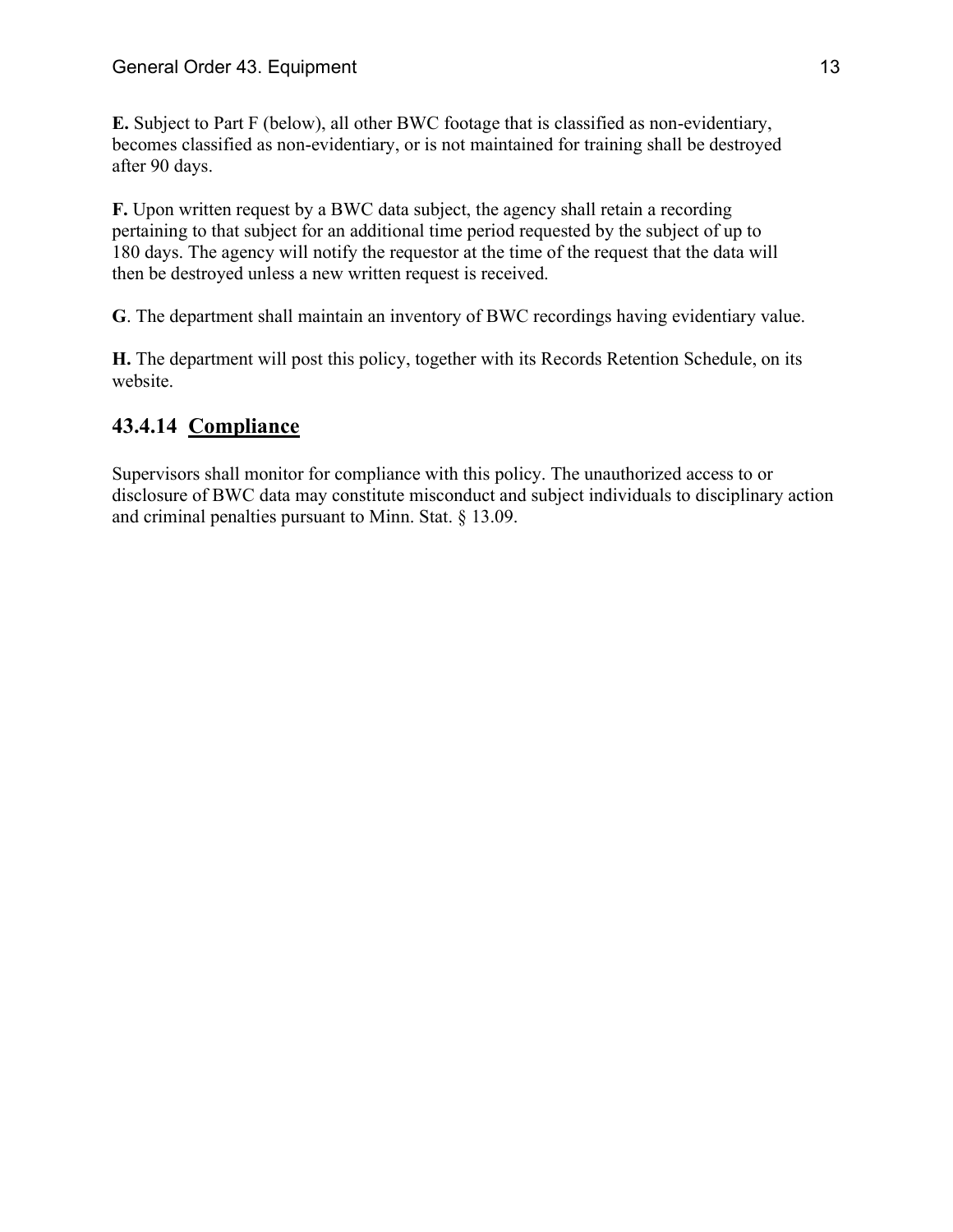**E.** Subject to Part F (below), all other BWC footage that is classified as non-evidentiary, becomes classified as non-evidentiary, or is not maintained for training shall be destroyed after 90 days.

**F.** Upon written request by a BWC data subject, the agency shall retain a recording pertaining to that subject for an additional time period requested by the subject of up to 180 days. The agency will notify the requestor at the time of the request that the data will then be destroyed unless a new written request is received.

**G**. The department shall maintain an inventory of BWC recordings having evidentiary value.

**H.** The department will post this policy, together with its Records Retention Schedule, on its website.

## 43.4.14 Compliance

Supervisors shall monitor for compliance with this policy. The unauthorized access to or disclosure of BWC data may constitute misconduct and subject individuals to disciplinary action and criminal penalties pursuant to Minn. Stat. § 13.09.